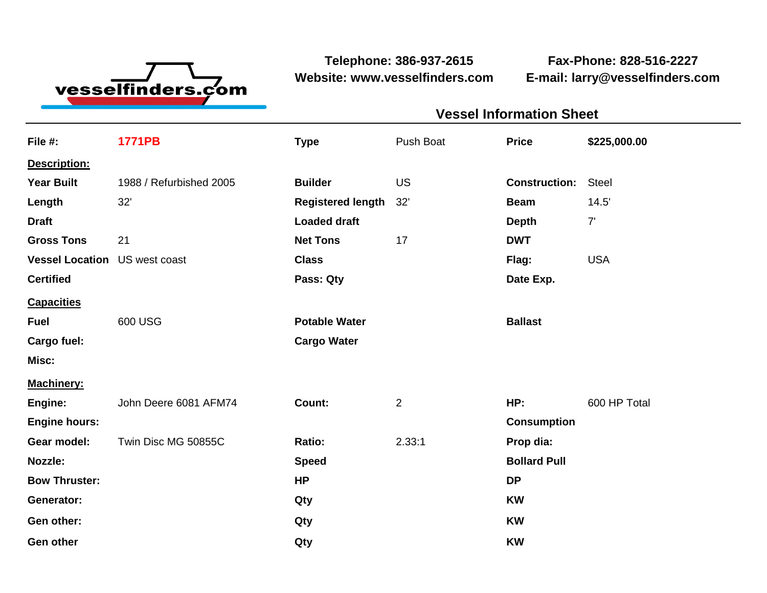vesselfinders.com

**Telephone: 386-937-2615**
**Website: www.vesselfinders.com**

**Fax-Phone: 828-516-2227**
**E-mail: larry@vesselfinders.com**

## Vessel Information Sheet

| | | | | | |
|---|---|---|---|---|---|
| **File #:** | **1771PB** | **Type** | Push Boat | **Price** | **$225,000.00** |
| **Description:** | | | | | |
| **Year Built** | 1988 / Refurbished 2005 | **Builder** | US | **Construction:** | Steel |
| **Length** | 32' | **Registered length** | 32' | **Beam** | 14.5' |
| **Draft** | | **Loaded draft** | | **Depth** | 7' |
| **Gross Tons** | 21 | **Net Tons** | 17 | **DWT** | |
| **Vessel Location** | US west coast | **Class** | | **Flag:** | USA |
| **Certified** | | **Pass: Qty** | | **Date Exp.** | |
| **Capacities** | | | | | |
| **Fuel** | 600 USG | **Potable Water** | | **Ballast** | |
| **Cargo fuel:** | | **Cargo Water** | | | |
| **Misc:** | | | | | |
| **Machinery:** | | | | | |
| **Engine:** | John Deere 6081 AFM74 | **Count:** | 2 | **HP:** | 600 HP Total |
| **Engine hours:** | | | | **Consumption** | |
| **Gear model:** | Twin Disc MG 50855C | **Ratio:** | 2.33:1 | **Prop dia:** | |
| **Nozzle:** | | **Speed** | | **Bollard Pull** | |
| **Bow Thruster:** | | **HP** | | **DP** | |
| **Generator:** | | **Qty** | | **KW** | |
| **Gen other:** | | **Qty** | | **KW** | |
| **Gen other** | | **Qty** | | **KW** | |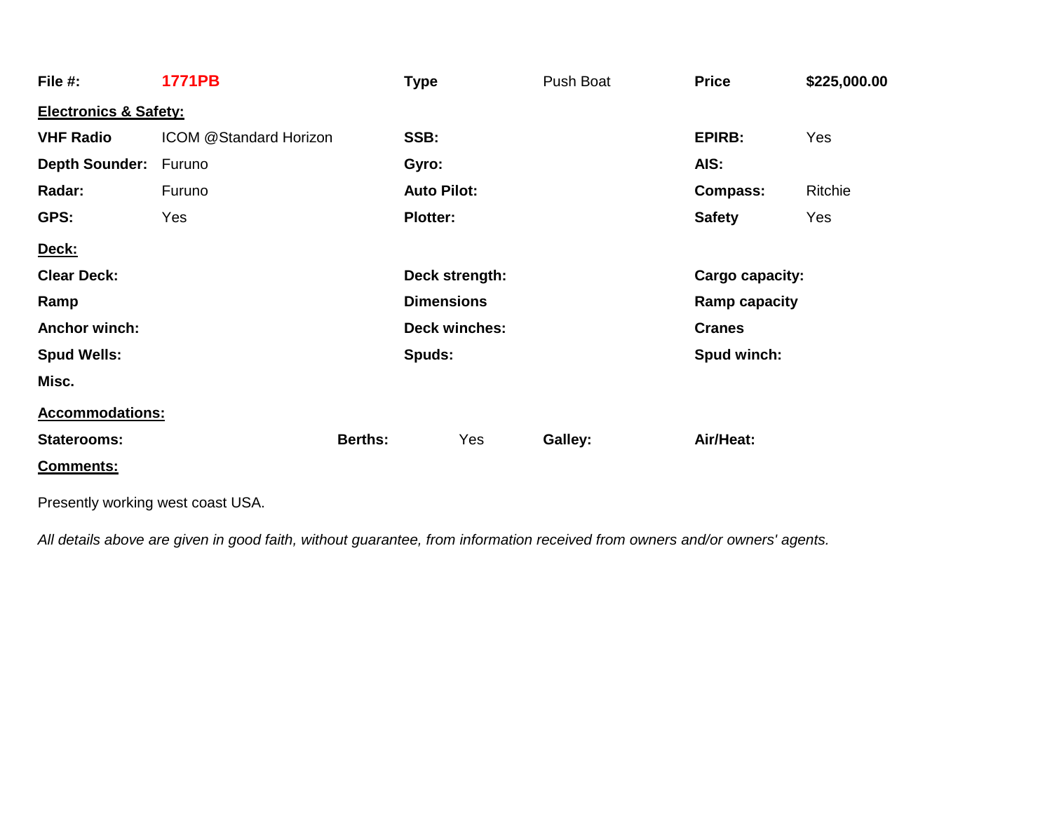| | | | | | |
|---|---|---|---|---|---|
| **File #:** | **1771PB** | **Type** | Push Boat | **Price** | **$225,000.00** |

**Electronics & Safety:**

| | | | | | |
|---|---|---|---|---|---|
| **VHF Radio** | ICOM @Standard Horizon | **SSB:** | | **EPIRB:** | Yes |
| **Depth Sounder:** | Furuno | **Gyro:** | | **AIS:** | |
| **Radar:** | Furuno | **Auto Pilot:** | | **Compass:** | Ritchie |
| **GPS:** | Yes | **Plotter:** | | **Safety** | Yes |

**Deck:**

| | | | | | |
|---|---|---|---|---|---|
| **Clear Deck:** | | **Deck strength:** | | **Cargo capacity:** | |
| **Ramp** | | **Dimensions** | | **Ramp capacity** | |
| **Anchor winch:** | | **Deck winches:** | | **Cranes** | |
| **Spud Wells:** | | **Spuds:** | | **Spud winch:** | |
| **Misc.** | | | | | |

**Accommodations:**

| | | | | | | |
|---|---|---|---|---|---|---|
| **Staterooms:** | | **Berths:** | Yes | **Galley:** | **Air/Heat:** | |

**Comments:**

Presently working west coast USA.

*All details above are given in good faith, without guarantee, from information received from owners and/or owners' agents.*